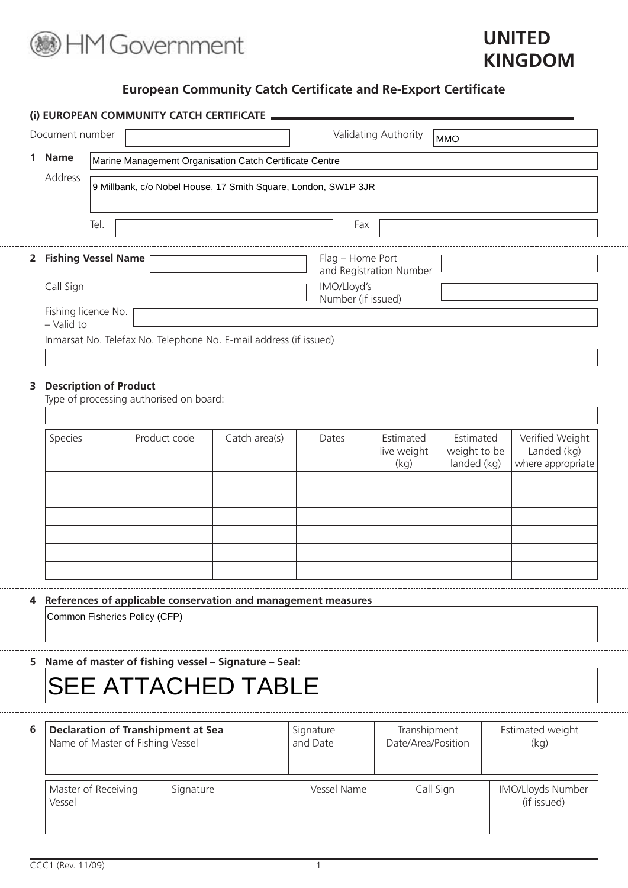HM Government

**UNITED KINGDOM**

## European Community Catch Certificate and Re-Export Certificate

### (i) EUROPEAN COMMUNITY CATCH CERTIFICATE

Document number: 

Validating Authority: MMO

**1 Name:** Marine Management Organisation Catch Certificate Centre

Address: 9 Millbank, c/o Nobel House, 17 Smith Square, London, SW1P 3JR

Tel.: 

Fax: 

**2 Fishing Vessel Name:** 

Flag – Home Port and Registration Number: 

Call Sign: 

IMO/Lloyd's Number (if issued): 

Fishing licence No. – Valid to: 

Inmarsat No. Telefax No. Telephone No. E-mail address (if issued): 

**3 Description of Product**

Type of processing authorised on board: 

| Species | Product code | Catch area(s) | Dates | Estimated live weight (kg) | Estimated weight to be landed (kg) | Verified Weight Landed (kg) where appropriate |
|---|---|---|---|---|---|---|
| | | | | | | |
| | | | | | | |
| | | | | | | |
| | | | | | | |
| | | | | | | |
| | | | | | | |

**4 References of applicable conservation and management measures**

Common Fisheries Policy (CFP)

**5 Name of master of fishing vessel – Signature – Seal:**

SEE ATTACHED TABLE

**6**

| Declaration of Transhipment at Sea<br>Name of Master of Fishing Vessel | Signature and Date | Transhipment Date/Area/Position | Estimated weight (kg) |
|---|---|---|---|
| | | | |

| Master of Receiving Vessel | Signature | Vessel Name | Call Sign | IMO/Lloyds Number (if issued) |
|---|---|---|---|---|
| | | | | |

CCC1 (Rev. 11/09)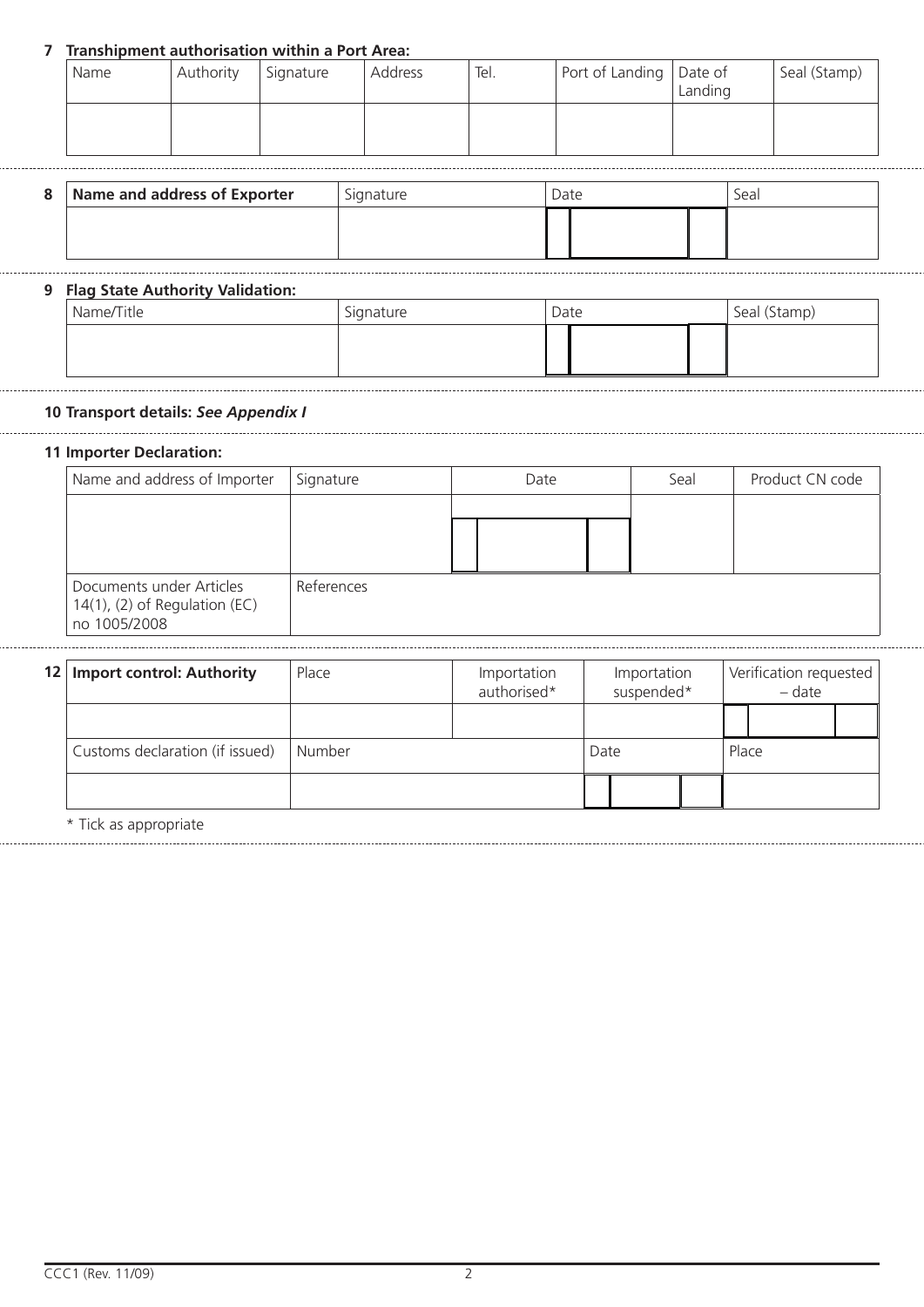**7 Transhipment authorisation within a Port Area:**

| Name | Authority | Signature | Address | Tel. | Port of Landing | Date of Landing | Seal (Stamp) |
|---|---|---|---|---|---|---|---|
| | | | | | | | |

| 8 | **Name and address of Exporter** | Signature | Date | Seal |
|---|---|---|---|---|
| | | | | |

**9 Flag State Authority Validation:**

| Name/Title | Signature | Date | Seal (Stamp) |
|---|---|---|---|
| | | | |

**10 Transport details:** ***See Appendix I***

**11 Importer Declaration:**

| Name and address of Importer | Signature | Date | Seal | Product CN code |
|---|---|---|---|---|
| | | | | |
| Documents under Articles 14(1), (2) of Regulation (EC) no 1005/2008 | References | | | |

| 12 | **Import control: Authority** | Place | Importation authorised* | Importation suspended* | Verification requested – date |
|---|---|---|---|---|---|
| | | | | | |
| | Customs declaration (if issued) | Number | | Date | Place |
| | | | | | |

\* Tick as appropriate

CCC1 (Rev. 11/09)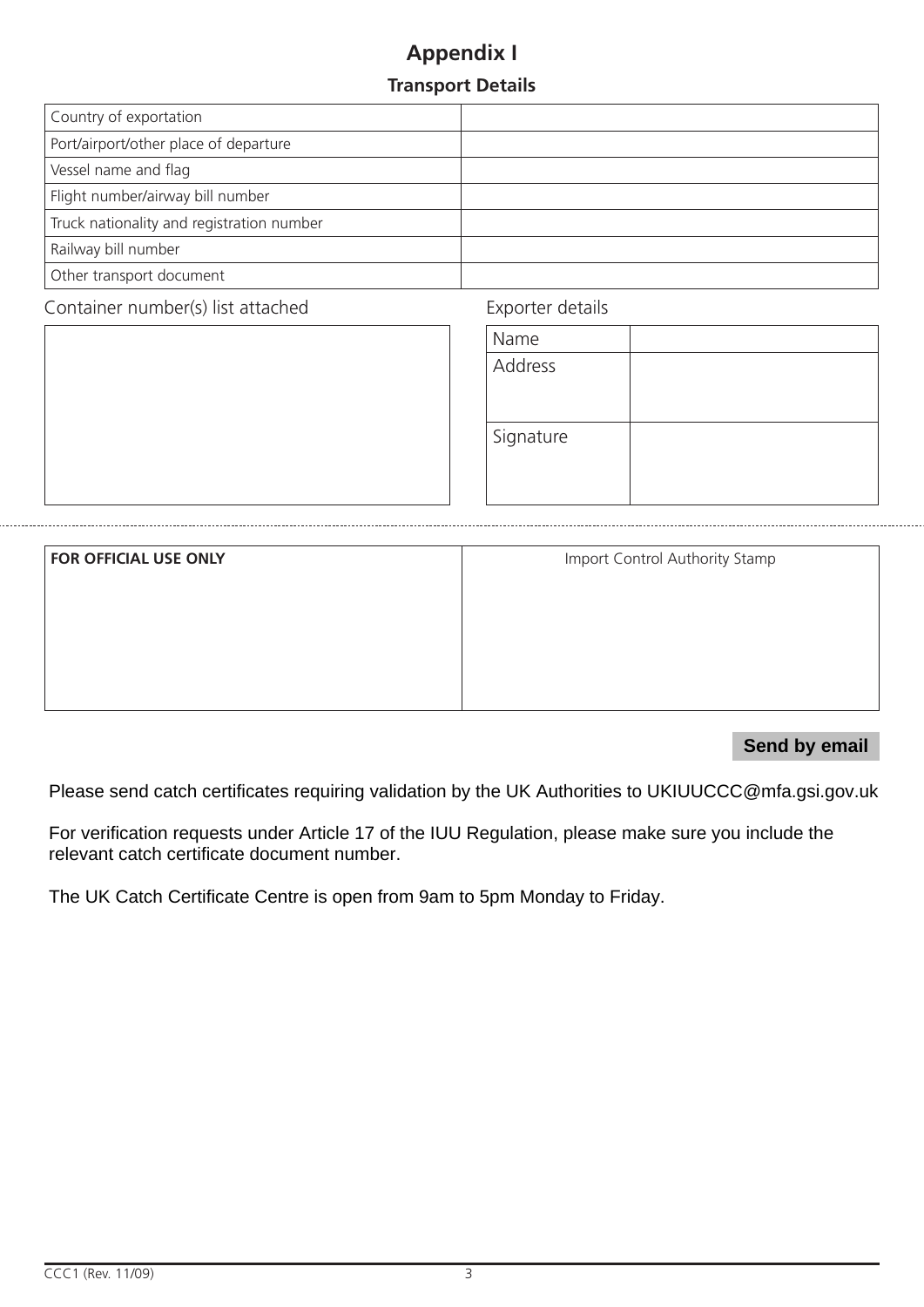# Appendix I

## Transport Details

| | |
|---|---|
| Country of exportation | |
| Port/airport/other place of departure | |
| Vessel name and flag | |
| Flight number/airway bill number | |
| Truck nationality and registration number | |
| Railway bill number | |
| Other transport document | |

Container number(s) list attached

| |
|---|
| |

Exporter details

| | |
|---|---|
| Name | |
| Address | |
| Signature | |

| | |
|---|---|
| **FOR OFFICIAL USE ONLY** | Import Control Authority Stamp |

**Send by email**

Please send catch certificates requiring validation by the UK Authorities to UKIUUCCC@mfa.gsi.gov.uk

For verification requests under Article 17 of the IUU Regulation, please make sure you include the relevant catch certificate document number.

The UK Catch Certificate Centre is open from 9am to 5pm Monday to Friday.

CCC1 (Rev. 11/09)